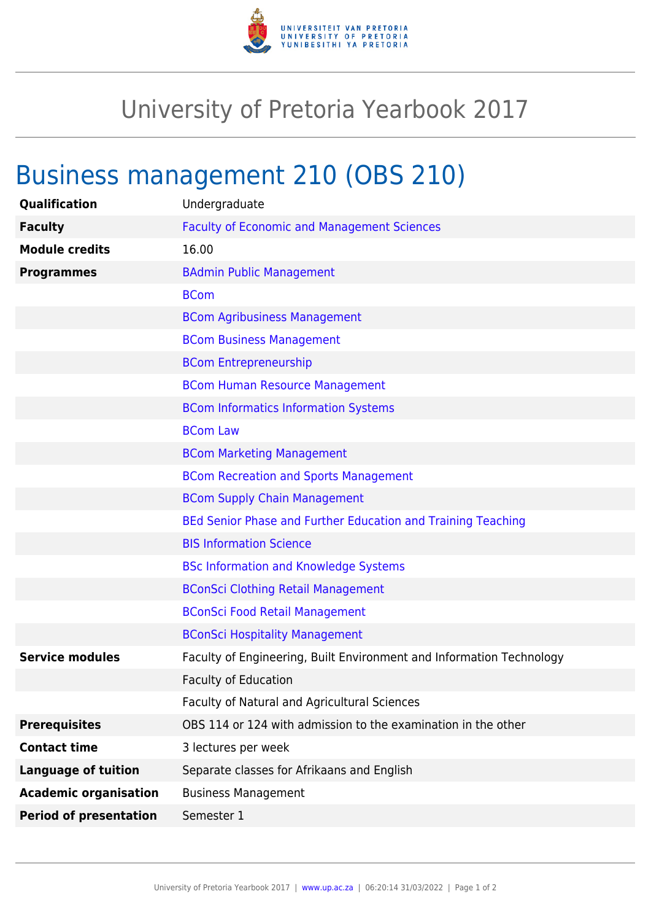# University of Pretoria Yearbook 2017

## Business management 210 (OBS 210)

| | |
|---|---|
| **Qualification** | Undergraduate |
| **Faculty** | Faculty of Economic and Management Sciences |
| **Module credits** | 16.00 |
| **Programmes** | BAdmin Public Management |
| | BCom |
| | BCom Agribusiness Management |
| | BCom Business Management |
| | BCom Entrepreneurship |
| | BCom Human Resource Management |
| | BCom Informatics Information Systems |
| | BCom Law |
| | BCom Marketing Management |
| | BCom Recreation and Sports Management |
| | BCom Supply Chain Management |
| | BEd Senior Phase and Further Education and Training Teaching |
| | BIS Information Science |
| | BSc Information and Knowledge Systems |
| | BConSci Clothing Retail Management |
| | BConSci Food Retail Management |
| | BConSci Hospitality Management |
| **Service modules** | Faculty of Engineering, Built Environment and Information Technology |
| | Faculty of Education |
| | Faculty of Natural and Agricultural Sciences |
| **Prerequisites** | OBS 114 or 124 with admission to the examination in the other |
| **Contact time** | 3 lectures per week |
| **Language of tuition** | Separate classes for Afrikaans and English |
| **Academic organisation** | Business Management |
| **Period of presentation** | Semester 1 |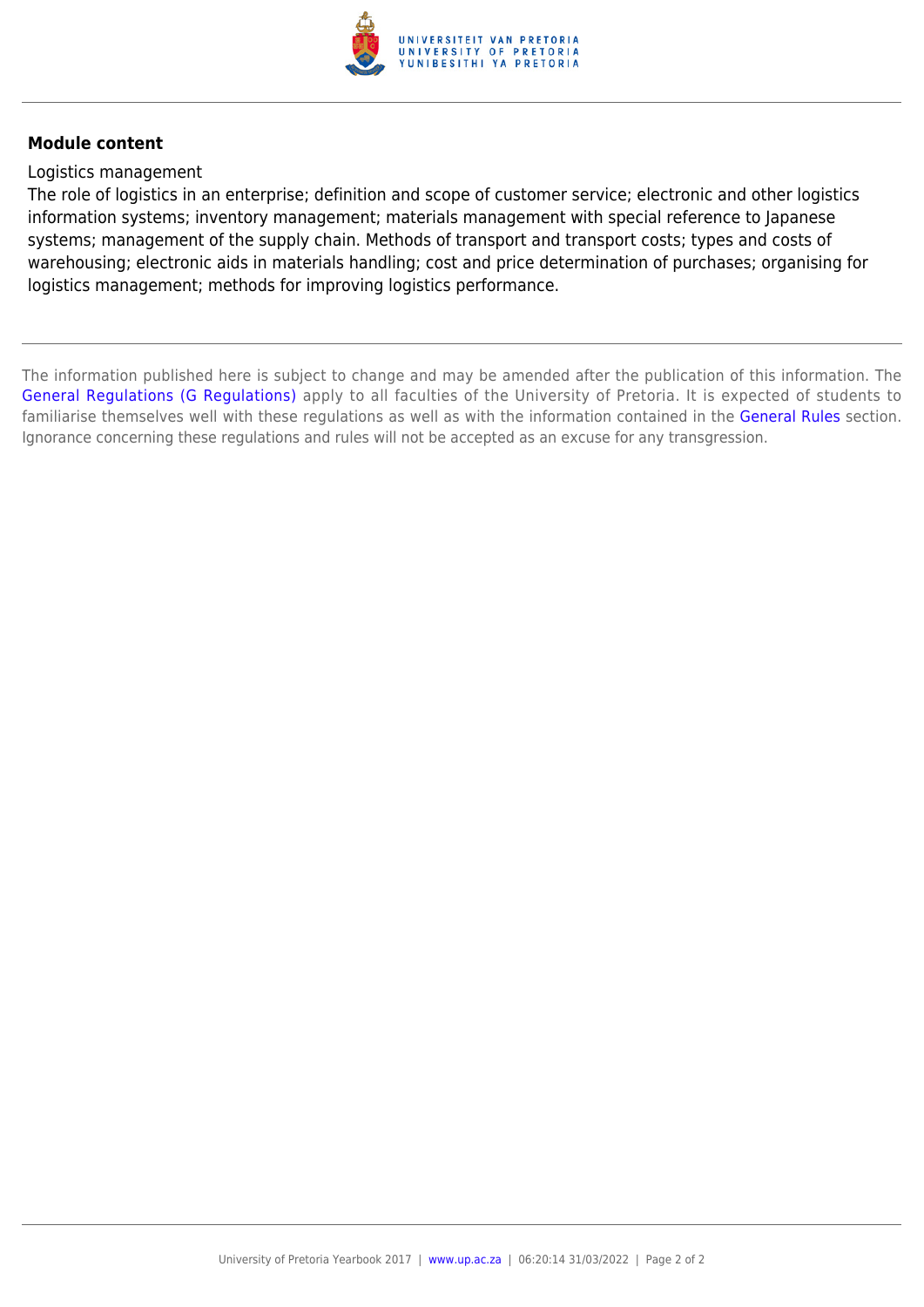**Module content**

Logistics management

The role of logistics in an enterprise; definition and scope of customer service; electronic and other logistics information systems; inventory management; materials management with special reference to Japanese systems; management of the supply chain. Methods of transport and transport costs; types and costs of warehousing; electronic aids in materials handling; cost and price determination of purchases; organising for logistics management; methods for improving logistics performance.

The information published here is subject to change and may be amended after the publication of this information. The General Regulations (G Regulations) apply to all faculties of the University of Pretoria. It is expected of students to familiarise themselves well with these regulations as well as with the information contained in the General Rules section. Ignorance concerning these regulations and rules will not be accepted as an excuse for any transgression.